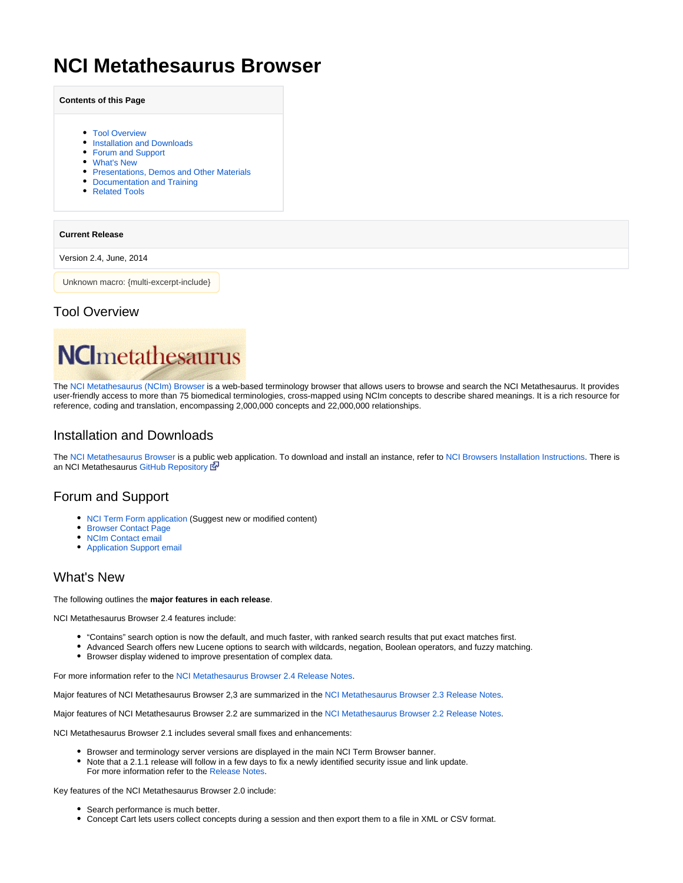# NCI Metathesaurus Browser

**Contents of this Page**

- Tool Overview
- Installation and Downloads
- Forum and Support
- What's New
- Presentations, Demos and Other Materials
- Documentation and Training
- Related Tools

**Current Release**

Version 2.4, June, 2014

Unknown macro: {multi-excerpt-include}

## Tool Overview

The NCI Metathesaurus (NCIm) Browser is a web-based terminology browser that allows users to browse and search the NCI Metathesaurus. It provides user-friendly access to more than 75 biomedical terminologies, cross-mapped using NCIm concepts to describe shared meanings. It is a rich resource for reference, coding and translation, encompassing 2,000,000 concepts and 22,000,000 relationships.

## Installation and Downloads

The NCI Metathesaurus Browser is a public web application. To download and install an instance, refer to NCI Browsers Installation Instructions. There is an NCI Metathesaurus GitHub Repository

## Forum and Support

- NCI Term Form application (Suggest new or modified content)
- Browser Contact Page
- NCIm Contact email
- Application Support email

## What's New

The following outlines the **major features in each release**.

NCI Metathesaurus Browser 2.4 features include:

- “Contains” search option is now the default, and much faster, with ranked search results that put exact matches first.
- Advanced Search offers new Lucene options to search with wildcards, negation, Boolean operators, and fuzzy matching.
- Browser display widened to improve presentation of complex data.

For more information refer to the NCI Metathesaurus Browser 2.4 Release Notes.

Major features of NCI Metathesaurus Browser 2,3 are summarized in the NCI Metathesaurus Browser 2.3 Release Notes.

Major features of NCI Metathesaurus Browser 2.2 are summarized in the NCI Metathesaurus Browser 2.2 Release Notes.

NCI Metathesaurus Browser 2.1 includes several small fixes and enhancements:

- Browser and terminology server versions are displayed in the main NCI Term Browser banner.
- Note that a 2.1.1 release will follow in a few days to fix a newly identified security issue and link update. For more information refer to the Release Notes.

Key features of the NCI Metathesaurus Browser 2.0 include:

- Search performance is much better.
- Concept Cart lets users collect concepts during a session and then export them to a file in XML or CSV format.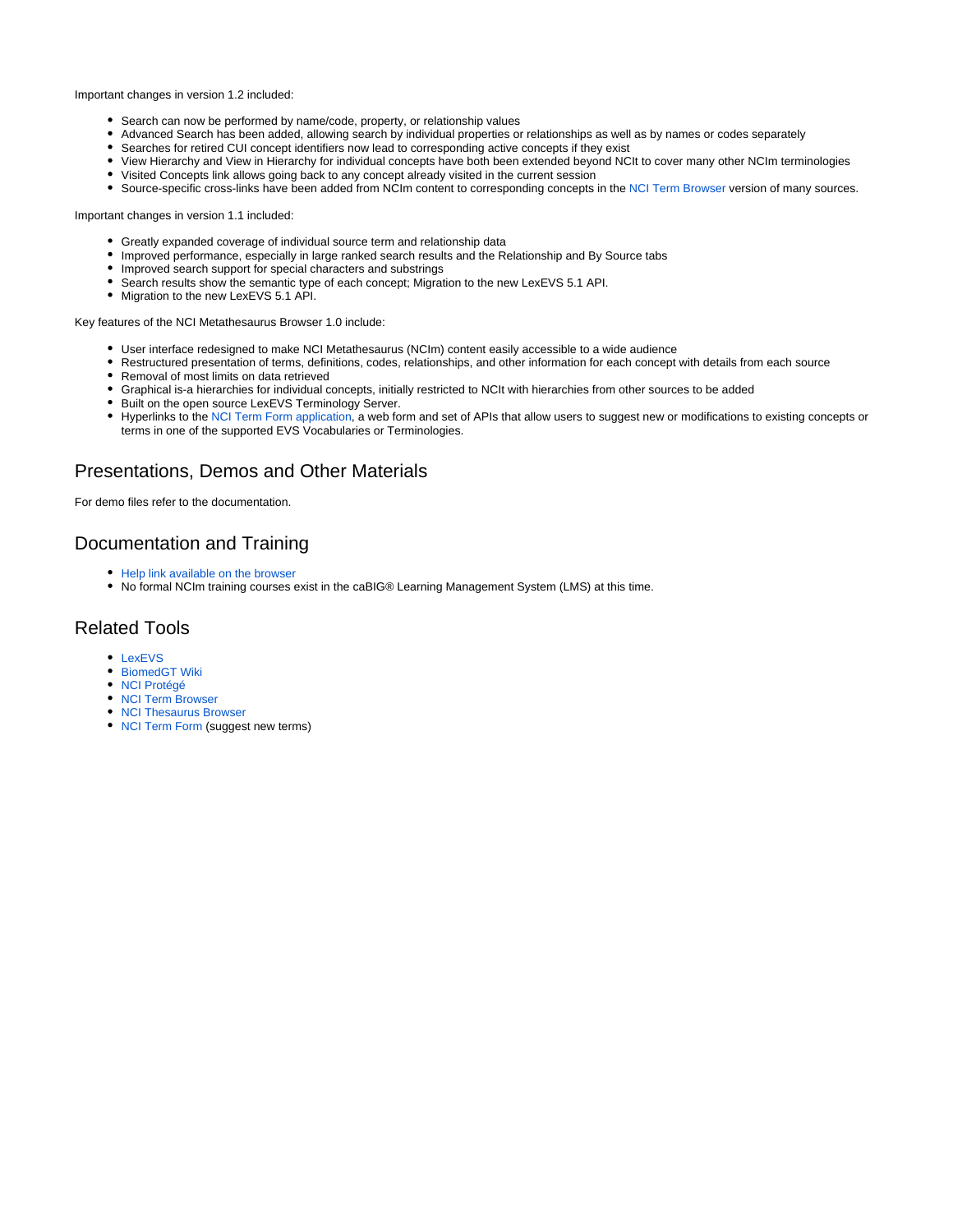Important changes in version 1.2 included:

- Search can now be performed by name/code, property, or relationship values
- Advanced Search has been added, allowing search by individual properties or relationships as well as by names or codes separately
- Searches for retired CUI concept identifiers now lead to corresponding active concepts if they exist
- View Hierarchy and View in Hierarchy for individual concepts have both been extended beyond NCIt to cover many other NCIm terminologies
- Visited Concepts link allows going back to any concept already visited in the current session
- Source-specific cross-links have been added from NCIm content to corresponding concepts in the NCI Term Browser version of many sources.

Important changes in version 1.1 included:

- Greatly expanded coverage of individual source term and relationship data
- Improved performance, especially in large ranked search results and the Relationship and By Source tabs
- Improved search support for special characters and substrings
- Search results show the semantic type of each concept; Migration to the new LexEVS 5.1 API.
- Migration to the new LexEVS 5.1 API.

Key features of the NCI Metathesaurus Browser 1.0 include:

- User interface redesigned to make NCI Metathesaurus (NCIm) content easily accessible to a wide audience
- Restructured presentation of terms, definitions, codes, relationships, and other information for each concept with details from each source
- Removal of most limits on data retrieved
- Graphical is-a hierarchies for individual concepts, initially restricted to NCIt with hierarchies from other sources to be added
- Built on the open source LexEVS Terminology Server.
- Hyperlinks to the NCI Term Form application, a web form and set of APIs that allow users to suggest new or modifications to existing concepts or terms in one of the supported EVS Vocabularies or Terminologies.

## Presentations, Demos and Other Materials

For demo files refer to the documentation.

## Documentation and Training

- Help link available on the browser
- No formal NCIm training courses exist in the caBIG® Learning Management System (LMS) at this time.

## Related Tools

- LexEVS
- BiomedGT Wiki
- NCI Protégé
- NCI Term Browser
- NCI Thesaurus Browser
- NCI Term Form (suggest new terms)